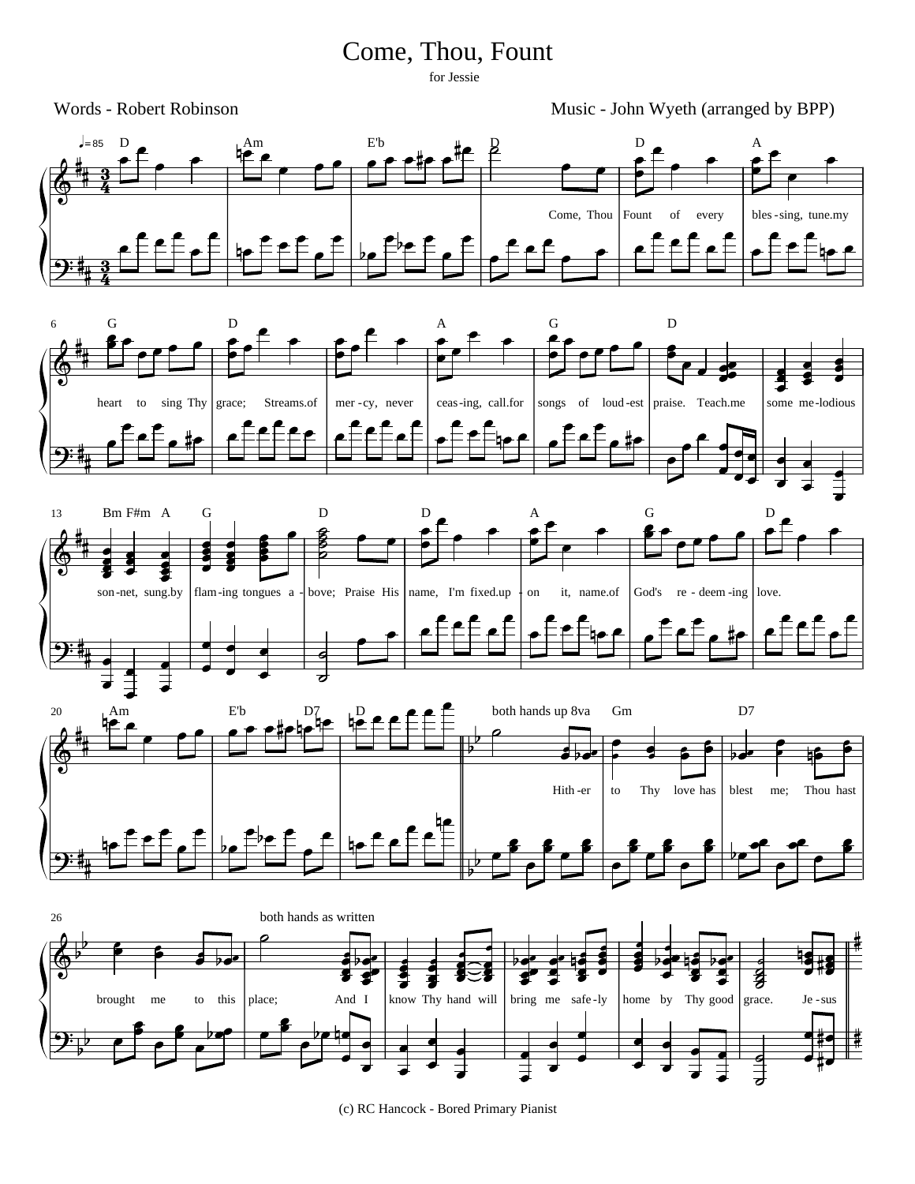# Come, Thou, Fount

for Jessie

Words - Robert Robinson

Music - John Wyeth (arranged by BPP)

♩=85

Come, Thou Fount of every bles-sing, tune my heart to sing Thy grace; Streams of mer-cy, never ceas-ing, call for songs of loud-est praise. Teach me some me-lodious son-net, sung by flam-ing tongues a-bove; Praise His name, I'm fixed up-on it, name of God's re-deem-ing love.

both hands up 8va

Hith-er to Thy love has blest me; Thou hast brought me to this place;

both hands as written

And I know Thy hand will bring me safe-ly home by Thy good grace. Je-sus

(c) RC Hancock - Bored Primary Pianist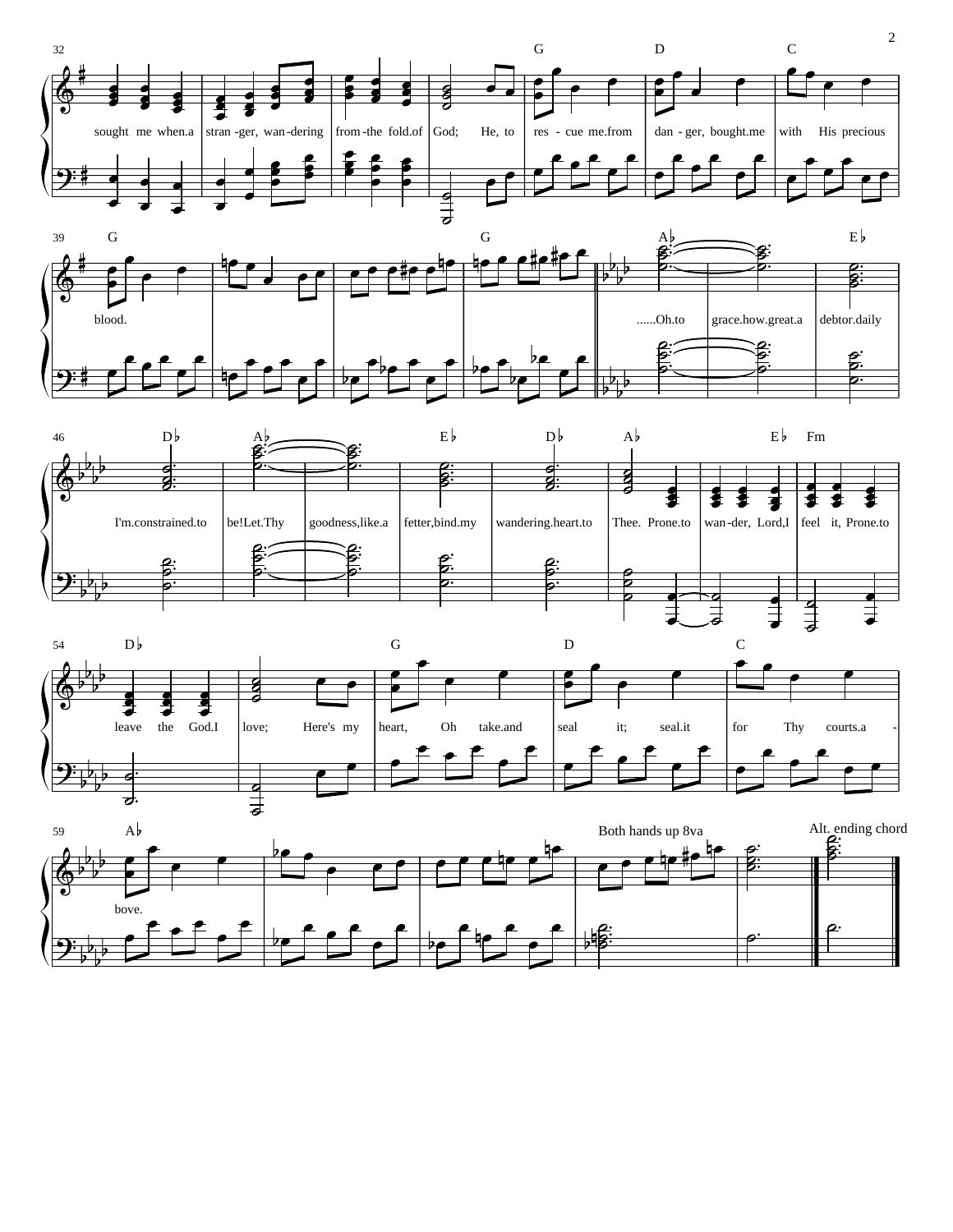sought me when.a stran -ger, wan-dering from-the fold.of God; He, to res - cue me.from dan - ger, bought.me with His precious blood.

G D C G G A♭ E♭

......Oh.to grace.how.great.a debtor.daily I'm.constrained.to be!Let.Thy goodness,like.a fetter,bind.my wandering.heart.to Thee. Prone.to wan-der, Lord,I feel it, Prone.to leave the God.I love; Here's my heart, Oh take.and seal it; seal.it for Thy courts.a - bove.

D♭ A♭ E♭ D♭ A♭ E♭ Fm D♭ G D C A♭

Both hands up 8va

Alt. ending chord